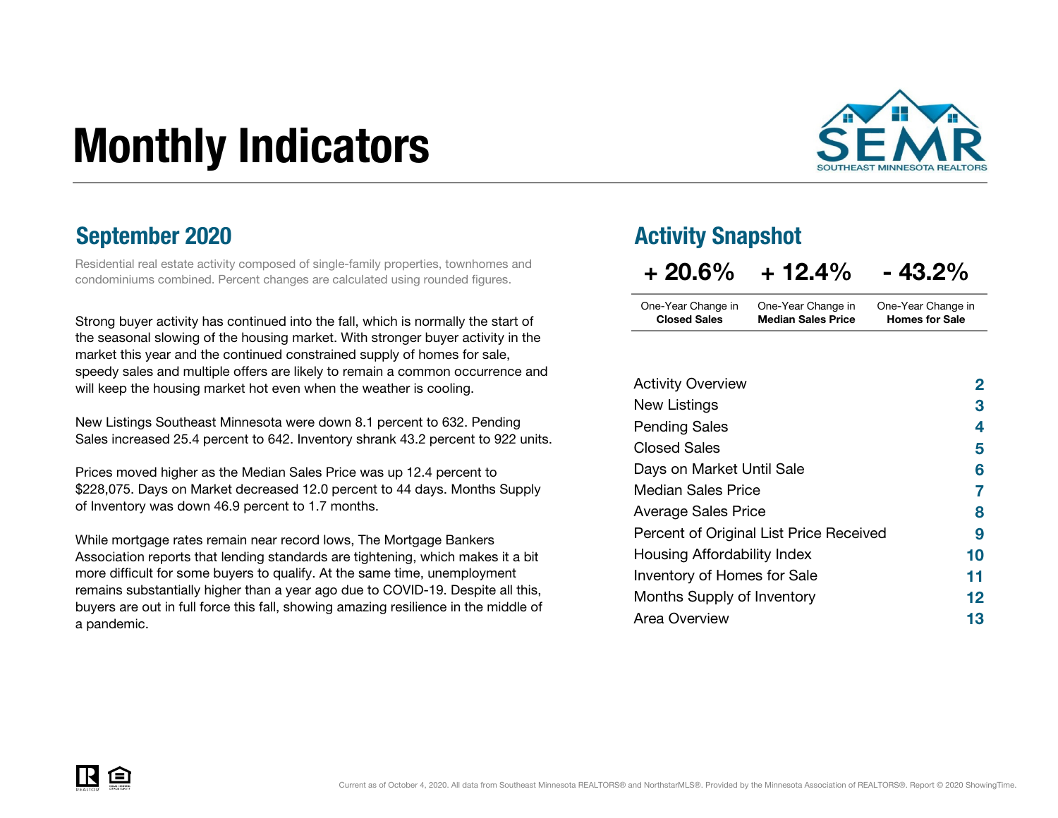# Monthly Indicators

## September 2020

Residential real estate activity composed of single-family properties, townhomes and condominiums combined. Percent changes are calculated using rounded figures.

Strong buyer activity has continued into the fall, which is normally the start of the seasonal slowing of the housing market. With stronger buyer activity in the market this year and the continued constrained supply of homes for sale, speedy sales and multiple offers are likely to remain a common occurrence and will keep the housing market hot even when the weather is cooling.

New Listings Southeast Minnesota were down 8.1 percent to 632. Pending Sales increased 25.4 percent to 642. Inventory shrank 43.2 percent to 922 units.

Prices moved higher as the Median Sales Price was up 12.4 percent to $228,075. Days on Market decreased 12.0 percent to 44 days. Months Supply of Inventory was down 46.9 percent to 1.7 months.

While mortgage rates remain near record lows, The Mortgage Bankers Association reports that lending standards are tightening, which makes it a bit more difficult for some buyers to qualify. At the same time, unemployment remains substantially higher than a year ago due to COVID-19. Despite all this, buyers are out in full force this fall, showing amazing resilience in the middle of a pandemic.

## Activity Snapshot

| + 20.6% | + 12.4% | - 43.2% |
|---|---|---|
| One-Year Change in **Closed Sales** | One-Year Change in **Median Sales Price** | One-Year Change in **Homes for Sale** |

| | |
|---|---|
| Activity Overview | 2 |
| New Listings | 3 |
| Pending Sales | 4 |
| Closed Sales | 5 |
| Days on Market Until Sale | 6 |
| Median Sales Price | 7 |
| Average Sales Price | 8 |
| Percent of Original List Price Received | 9 |
| Housing Affordability Index | 10 |
| Inventory of Homes for Sale | 11 |
| Months Supply of Inventory | 12 |
| Area Overview | 13 |

Current as of October 4, 2020. All data from Southeast Minnesota REALTORS® and NorthstarMLS®. Provided by the Minnesota Association of REALTORS®. Report © 2020 ShowingTime.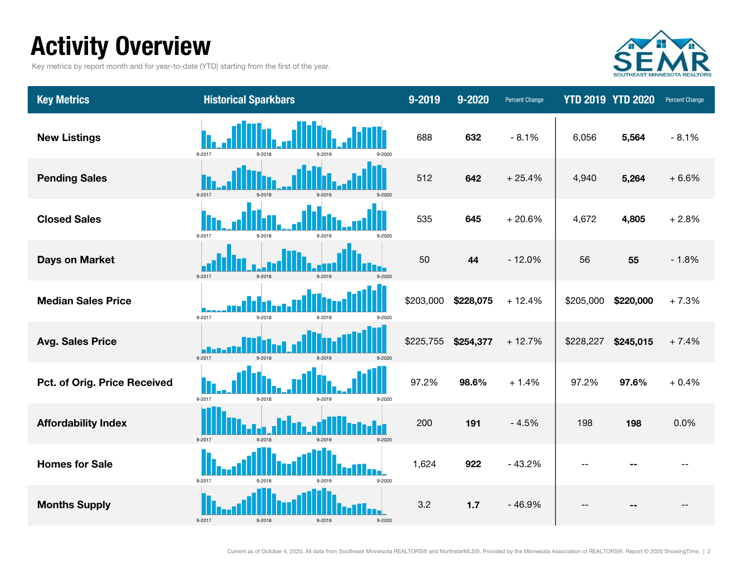# Activity Overview

Key metrics by report month and for year-to-date (YTD) starting from the first of the year.

| Key Metrics | Historical Sparkbars | 9-2019 | 9-2020 | Percent Change | YTD 2019 | YTD 2020 | Percent Change |
|---|---|---|---|---|---|---|---|
| New Listings | 9-2017 9-2018 9-2019 9-2020 | 688 | **632** | - 8.1% | 6,056 | **5,564** | - 8.1% |
| Pending Sales | 9-2017 9-2018 9-2019 9-2020 | 512 | **642** | + 25.4% | 4,940 | **5,264** | + 6.6% |
| Closed Sales | 9-2017 9-2018 9-2019 9-2020 | 535 | **645** | + 20.6% | 4,672 | **4,805** | + 2.8% |
| Days on Market | 9-2017 9-2018 9-2019 9-2020 | 50 | **44** | - 12.0% | 56 | **55** | - 1.8% |
| Median Sales Price | 9-2017 9-2018 9-2019 9-2020 | $203,000 | **$228,075** | + 12.4% | $205,000 | **$220,000** | + 7.3% |
| Avg. Sales Price | 9-2017 9-2018 9-2019 9-2020 | $225,755 | **$254,377** | + 12.7% | $228,227 | **$245,015** | + 7.4% |
| Pct. of Orig. Price Received | 9-2017 9-2018 9-2019 9-2020 | 97.2% | **98.6%** | + 1.4% | 97.2% | **97.6%** | + 0.4% |
| Affordability Index | 9-2017 9-2018 9-2019 9-2020 | 200 | **191** | - 4.5% | 198 | **198** | 0.0% |
| Homes for Sale | 9-2017 9-2018 9-2019 9-2020 | 1,624 | **922** | - 43.2% | -- | **--** | -- |
| Months Supply | 9-2017 9-2018 9-2019 9-2020 | 3.2 | **1.7** | - 46.9% | -- | **--** | -- |

Current as of October 4, 2020. All data from Southeast Minnesota REALTORS® and NorthstarMLS®. Provided by the Minnesota Association of REALTORS®. Report © 2020 ShowingTime.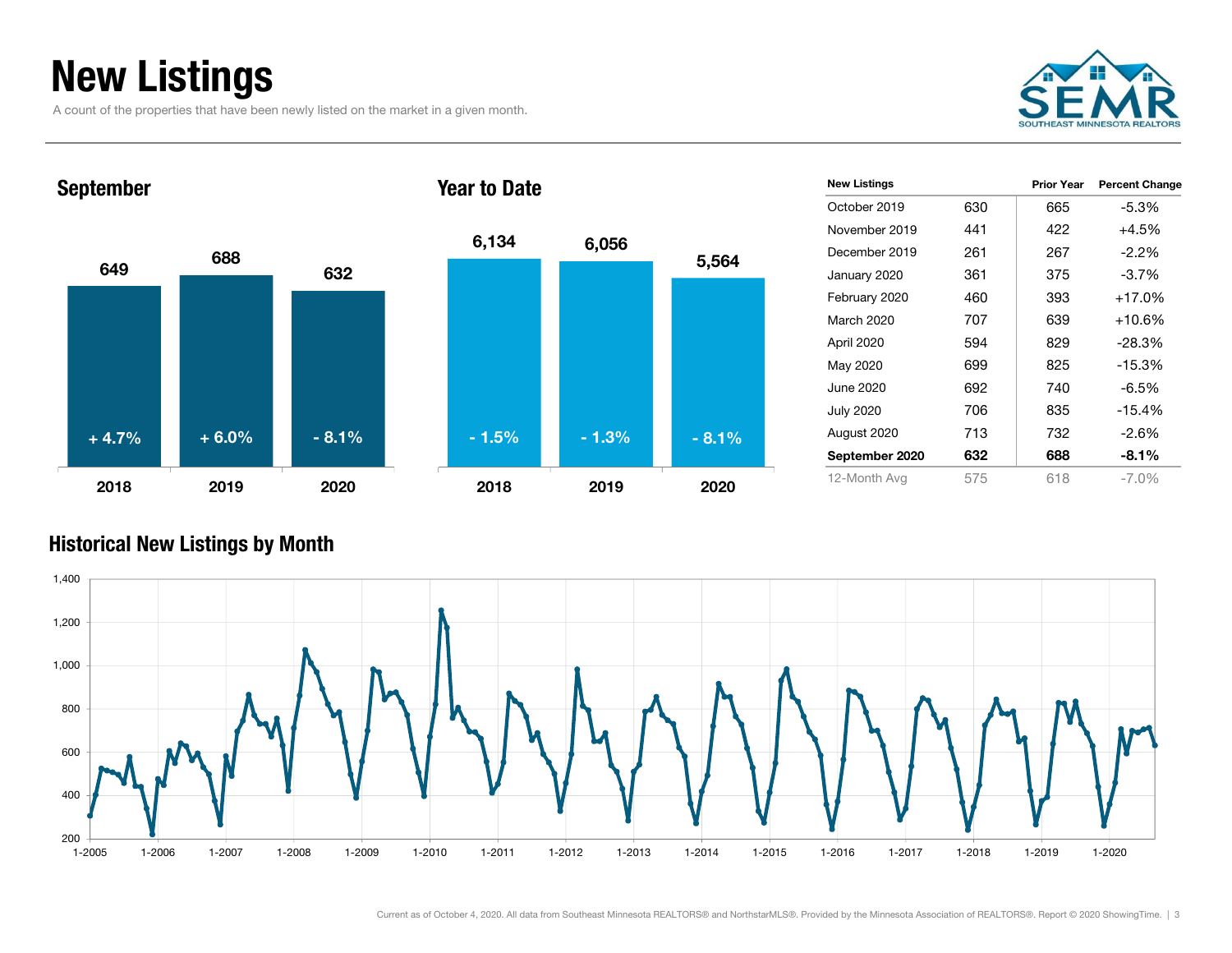# New Listings

A count of the properties that have been newly listed on the market in a given month.

SEMR SOUTHEAST MINNESOTA REALTORS

## September

| | 2018 | 2019 | 2020 |
|---|---|---|---|
| New Listings | 649 | 688 | 632 |
| Change | + 4.7% | + 6.0% | - 8.1% |

## Year to Date

| | 2018 | 2019 | 2020 |
|---|---|---|---|
| New Listings | 6,134 | 6,056 | 5,564 |
| Change | - 1.5% | - 1.3% | - 8.1% |

| New Listings | | Prior Year | Percent Change |
|---|---|---|---|
| October 2019 | 630 | 665 | -5.3% |
| November 2019 | 441 | 422 | +4.5% |
| December 2019 | 261 | 267 | -2.2% |
| January 2020 | 361 | 375 | -3.7% |
| February 2020 | 460 | 393 | +17.0% |
| March 2020 | 707 | 639 | +10.6% |
| April 2020 | 594 | 829 | -28.3% |
| May 2020 | 699 | 825 | -15.3% |
| June 2020 | 692 | 740 | -6.5% |
| July 2020 | 706 | 835 | -15.4% |
| August 2020 | 713 | 732 | -2.6% |
| **September 2020** | **632** | **688** | **-8.1%** |
| 12-Month Avg | 575 | 618 | -7.0% |

## Historical New Listings by Month

Current as of October 4, 2020. All data from Southeast Minnesota REALTORS® and NorthstarMLS®. Provided by the Minnesota Association of REALTORS®. Report © 2020 ShowingTime.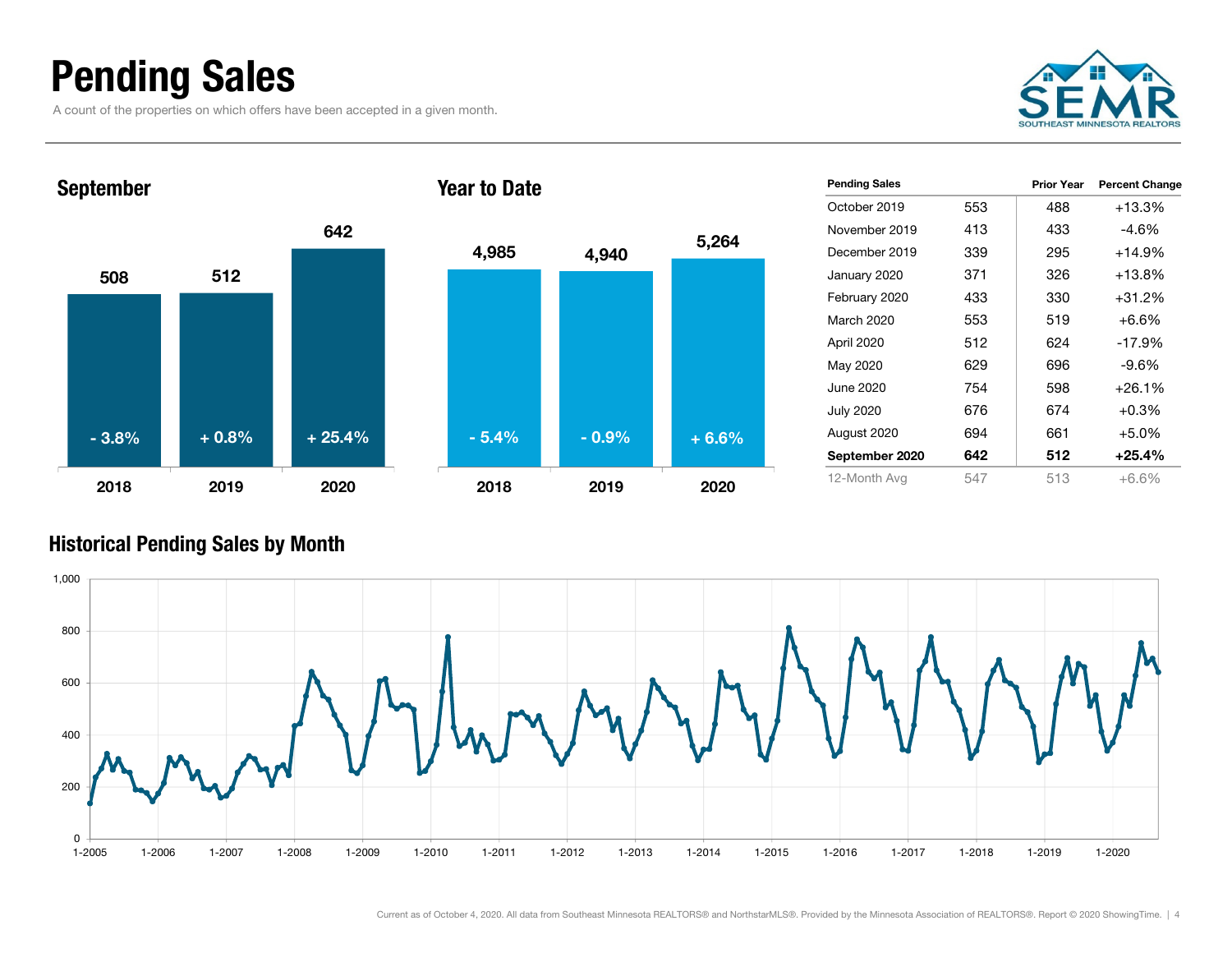# Pending Sales

A count of the properties on which offers have been accepted in a given month.

## September

| | 2018 | 2019 | 2020 |
|---|---|---|---|
| Pending Sales | 508 | 512 | 642 |
| Change | - 3.8% | + 0.8% | + 25.4% |

## Year to Date

| | 2018 | 2019 | 2020 |
|---|---|---|---|
| Pending Sales | 4,985 | 4,940 | 5,264 |
| Change | - 5.4% | - 0.9% | + 6.6% |

| Pending Sales | | Prior Year | Percent Change |
|---|---|---|---|
| October 2019 | 553 | 488 | +13.3% |
| November 2019 | 413 | 433 | -4.6% |
| December 2019 | 339 | 295 | +14.9% |
| January 2020 | 371 | 326 | +13.8% |
| February 2020 | 433 | 330 | +31.2% |
| March 2020 | 553 | 519 | +6.6% |
| April 2020 | 512 | 624 | -17.9% |
| May 2020 | 629 | 696 | -9.6% |
| June 2020 | 754 | 598 | +26.1% |
| July 2020 | 676 | 674 | +0.3% |
| August 2020 | 694 | 661 | +5.0% |
| **September 2020** | **642** | **512** | **+25.4%** |
| 12-Month Avg | 547 | 513 | +6.6% |

## Historical Pending Sales by Month

Current as of October 4, 2020. All data from Southeast Minnesota REALTORS® and NorthstarMLS®. Provided by the Minnesota Association of REALTORS®. Report © 2020 ShowingTime.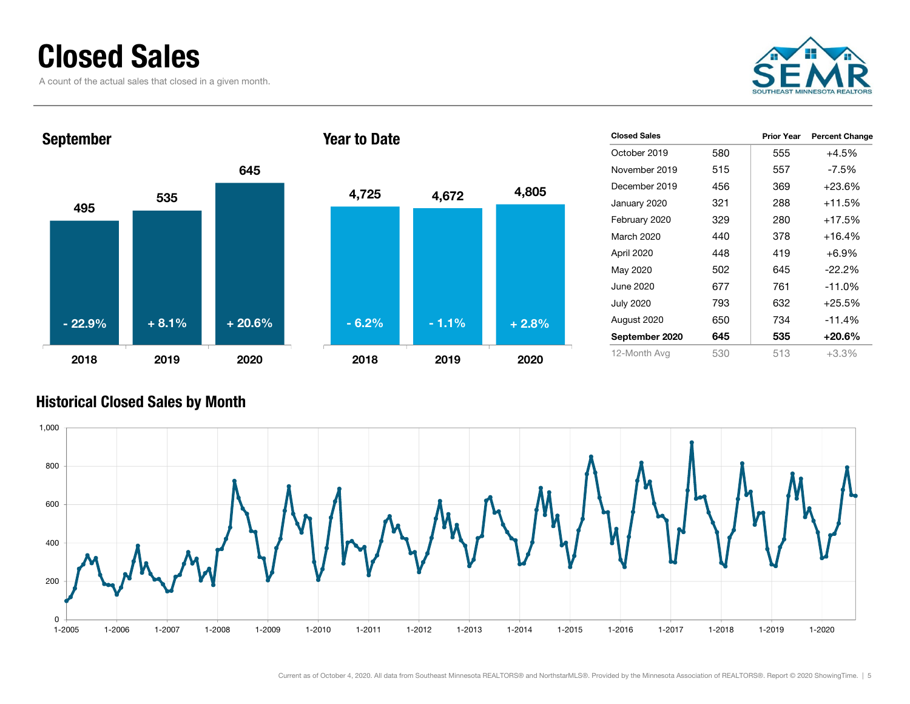# Closed Sales

A count of the actual sales that closed in a given month.

## September

| | 2018 | 2019 | 2020 |
|---|---|---|---|
| Closed Sales | 495 | 535 | 645 |
| Change | - 22.9% | + 8.1% | + 20.6% |

## Year to Date

| | 2018 | 2019 | 2020 |
|---|---|---|---|
| Closed Sales | 4,725 | 4,672 | 4,805 |
| Change | - 6.2% | - 1.1% | + 2.8% |

| Closed Sales | | Prior Year | Percent Change |
|---|---|---|---|
| October 2019 | 580 | 555 | +4.5% |
| November 2019 | 515 | 557 | -7.5% |
| December 2019 | 456 | 369 | +23.6% |
| January 2020 | 321 | 288 | +11.5% |
| February 2020 | 329 | 280 | +17.5% |
| March 2020 | 440 | 378 | +16.4% |
| April 2020 | 448 | 419 | +6.9% |
| May 2020 | 502 | 645 | -22.2% |
| June 2020 | 677 | 761 | -11.0% |
| July 2020 | 793 | 632 | +25.5% |
| August 2020 | 650 | 734 | -11.4% |
| **September 2020** | **645** | **535** | **+20.6%** |
| 12-Month Avg | 530 | 513 | +3.3% |

## Historical Closed Sales by Month

Current as of October 4, 2020. All data from Southeast Minnesota REALTORS® and NorthstarMLS®. Provided by the Minnesota Association of REALTORS®. Report © 2020 ShowingTime.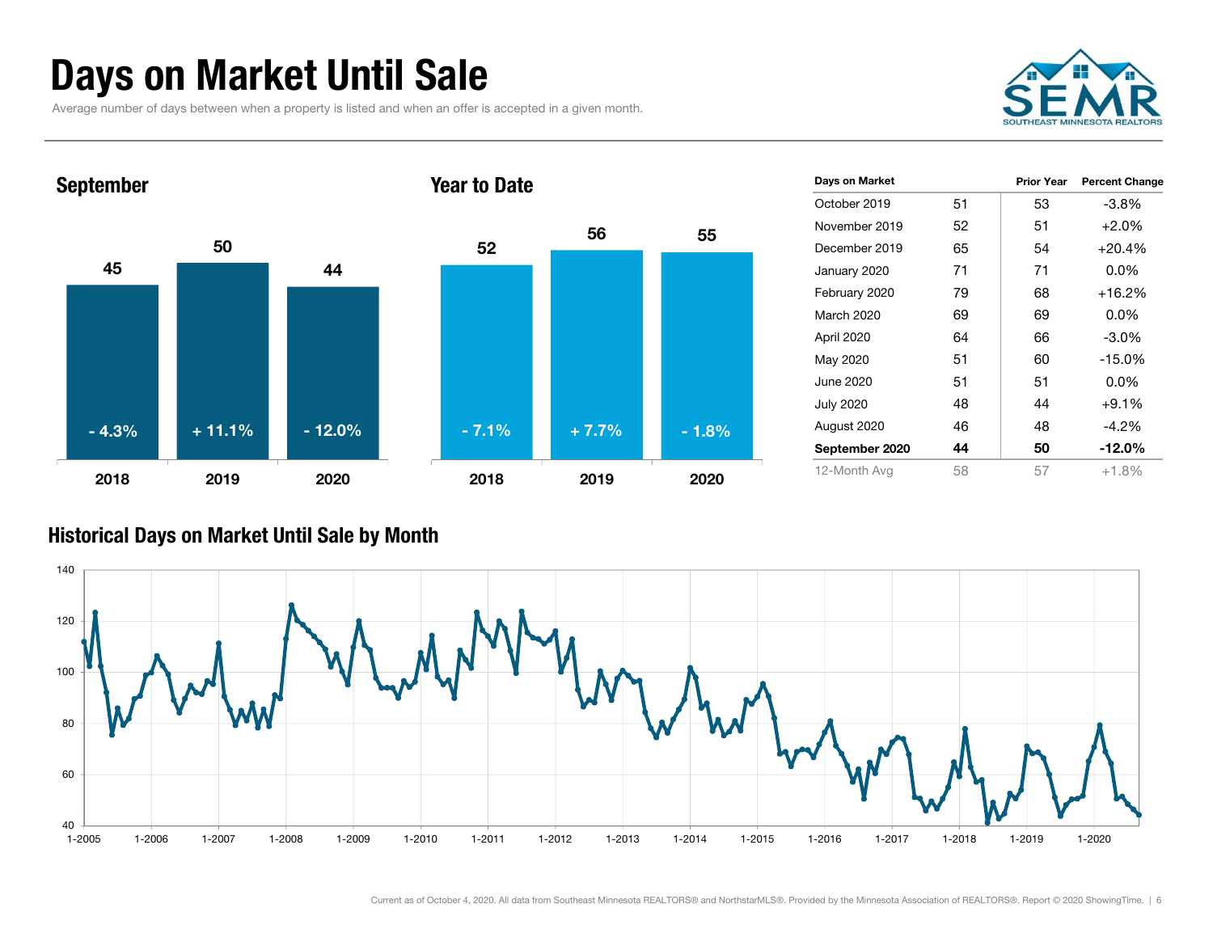# Days on Market Until Sale

Average number of days between when a property is listed and when an offer is accepted in a given month.

## September

| | 2018 | 2019 | 2020 |
|---|---|---|---|
| Days | 45 | 50 | 44 |
| Change | - 4.3% | + 11.1% | - 12.0% |

## Year to Date

| | 2018 | 2019 | 2020 |
|---|---|---|---|
| Days | 52 | 56 | 55 |
| Change | - 7.1% | + 7.7% | - 1.8% |

| Days on Market | | Prior Year | Percent Change |
|---|---|---|---|
| October 2019 | 51 | 53 | -3.8% |
| November 2019 | 52 | 51 | +2.0% |
| December 2019 | 65 | 54 | +20.4% |
| January 2020 | 71 | 71 | 0.0% |
| February 2020 | 79 | 68 | +16.2% |
| March 2020 | 69 | 69 | 0.0% |
| April 2020 | 64 | 66 | -3.0% |
| May 2020 | 51 | 60 | -15.0% |
| June 2020 | 51 | 51 | 0.0% |
| July 2020 | 48 | 44 | +9.1% |
| August 2020 | 46 | 48 | -4.2% |
| **September 2020** | **44** | **50** | **-12.0%** |
| 12-Month Avg | 58 | 57 | +1.8% |

## Historical Days on Market Until Sale by Month

Current as of October 4, 2020. All data from Southeast Minnesota REALTORS® and NorthstarMLS®. Provided by the Minnesota Association of REALTORS®. Report © 2020 ShowingTime.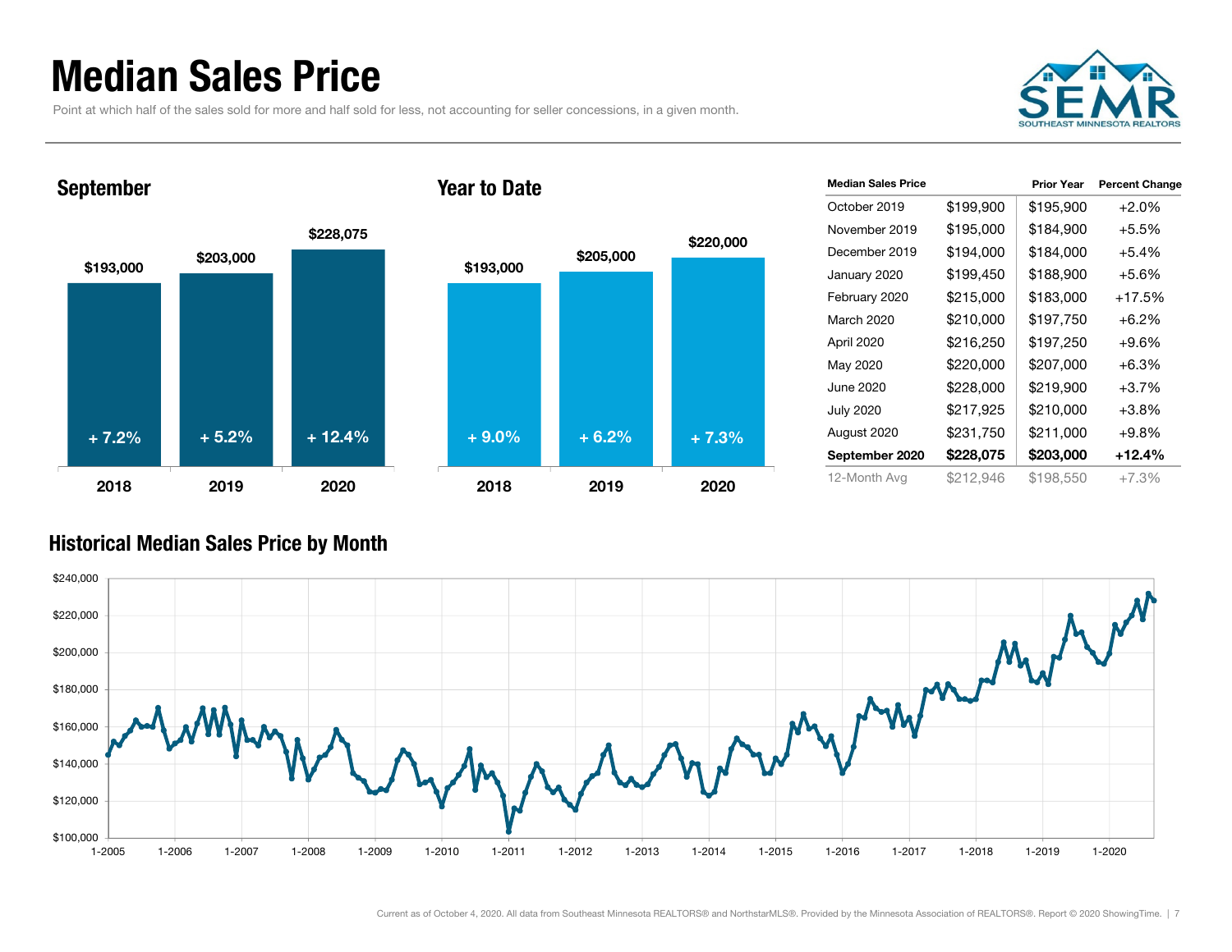# Median Sales Price

Point at which half of the sales sold for more and half sold for less, not accounting for seller concessions, in a given month.

SEMR
SOUTHEAST MINNESOTA REALTORS

## September

| | 2018 | 2019 | 2020 |
|---|---|---|---|
| Median Sales Price | $193,000 | $203,000 | $228,075 |
| Change | + 7.2% | + 5.2% | + 12.4% |

## Year to Date

| | 2018 | 2019 | 2020 |
|---|---|---|---|
| Median Sales Price | $193,000 | $205,000 | $220,000 |
| Change | + 9.0% | + 6.2% | + 7.3% |

| Median Sales Price | | Prior Year | Percent Change |
|---|---|---|---|
| October 2019 | $199,900 | $195,900 | +2.0% |
| November 2019 | $195,000 | $184,900 | +5.5% |
| December 2019 | $194,000 | $184,000 | +5.4% |
| January 2020 | $199,450 | $188,900 | +5.6% |
| February 2020 | $215,000 | $183,000 | +17.5% |
| March 2020 | $210,000 | $197,750 | +6.2% |
| April 2020 | $216,250 | $197,250 | +9.6% |
| May 2020 | $220,000 | $207,000 | +6.3% |
| June 2020 | $228,000 | $219,900 | +3.7% |
| July 2020 | $217,925 | $210,000 | +3.8% |
| August 2020 | $231,750 | $211,000 | +9.8% |
| **September 2020** | **$228,075** | **$203,000** | **+12.4%** |
| 12-Month Avg | $212,946 | $198,550 | +7.3% |

## Historical Median Sales Price by Month

Current as of October 4, 2020. All data from Southeast Minnesota REALTORS® and NorthstarMLS®. Provided by the Minnesota Association of REALTORS®. Report © 2020 ShowingTime.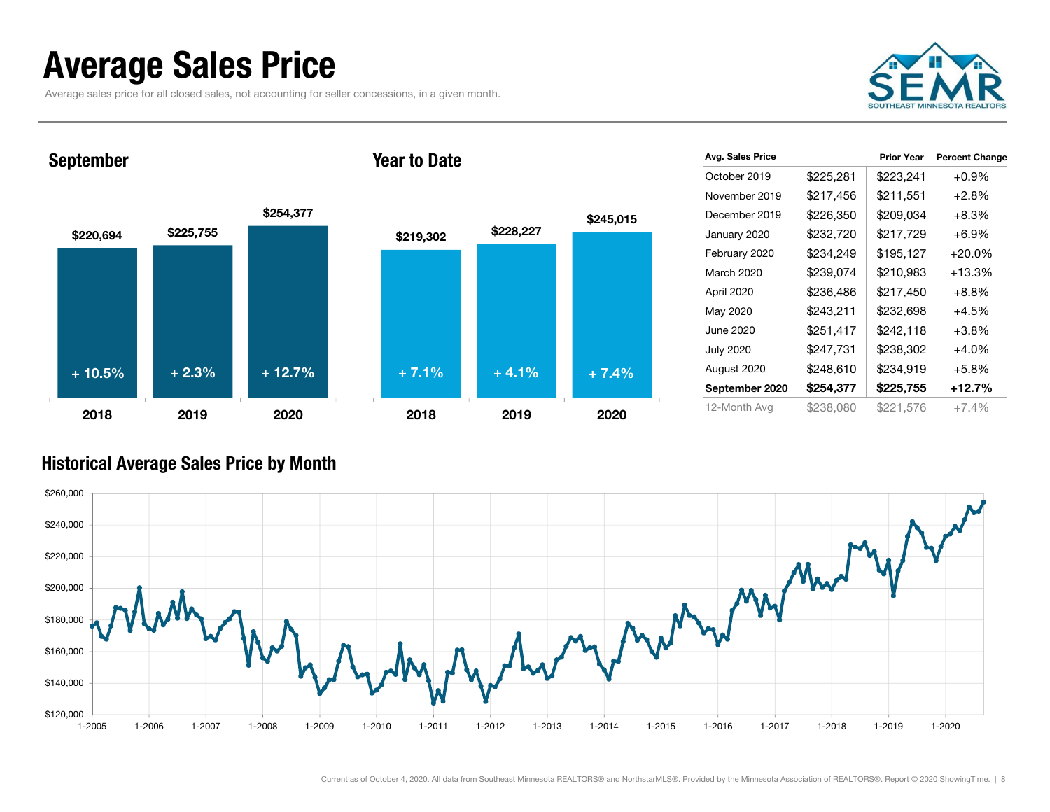# Average Sales Price

Average sales price for all closed sales, not accounting for seller concessions, in a given month.

SEMR
SOUTHEAST MINNESOTA REALTORS

## September

| | 2018 | 2019 | 2020 |
|---|---|---|---|
| Avg. Sales Price | $220,694 | $225,755 | $254,377 |
| Change | + 10.5% | + 2.3% | + 12.7% |

## Year to Date

| | 2018 | 2019 | 2020 |
|---|---|---|---|
| Avg. Sales Price | $219,302 | $228,227 | $245,015 |
| Change | + 7.1% | + 4.1% | + 7.4% |

| Avg. Sales Price | | Prior Year | Percent Change |
|---|---|---|---|
| October 2019 | $225,281 | $223,241 | +0.9% |
| November 2019 | $217,456 | $211,551 | +2.8% |
| December 2019 | $226,350 | $209,034 | +8.3% |
| January 2020 | $232,720 | $217,729 | +6.9% |
| February 2020 | $234,249 | $195,127 | +20.0% |
| March 2020 | $239,074 | $210,983 | +13.3% |
| April 2020 | $236,486 | $217,450 | +8.8% |
| May 2020 | $243,211 | $232,698 | +4.5% |
| June 2020 | $251,417 | $242,118 | +3.8% |
| July 2020 | $247,731 | $238,302 | +4.0% |
| August 2020 | $248,610 | $234,919 | +5.8% |
| **September 2020** | **$254,377** | **$225,755** | **+12.7%** |
| 12-Month Avg | $238,080 | $221,576 | +7.4% |

## Historical Average Sales Price by Month

Current as of October 4, 2020. All data from Southeast Minnesota REALTORS® and NorthstarMLS®. Provided by the Minnesota Association of REALTORS®. Report © 2020 ShowingTime.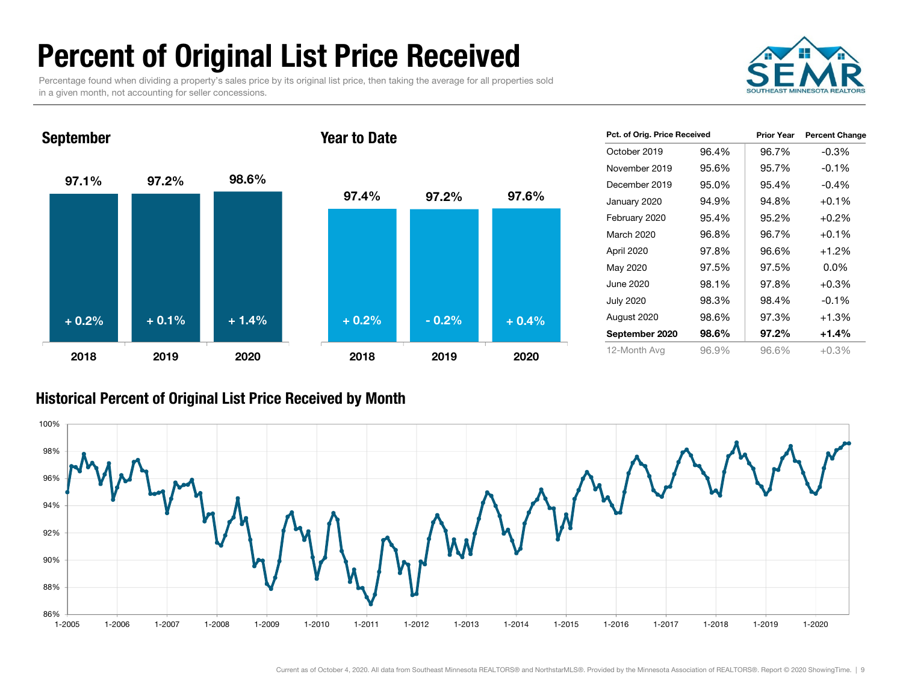# Percent of Original List Price Received

Percentage found when dividing a property's sales price by its original list price, then taking the average for all properties sold in a given month, not accounting for seller concessions.

SEMR — SOUTHEAST MINNESOTA REALTORS

### September

| | 2018 | 2019 | 2020 |
|---|---|---|---|
| Pct. of Orig. Price Received | 97.1% | 97.2% | 98.6% |
| Change | + 0.2% | + 0.1% | + 1.4% |

### Year to Date

| | 2018 | 2019 | 2020 |
|---|---|---|---|
| Pct. of Orig. Price Received | 97.4% | 97.2% | 97.6% |
| Change | + 0.2% | - 0.2% | + 0.4% |

| Pct. of Orig. Price Received | | Prior Year | Percent Change |
|---|---|---|---|
| October 2019 | 96.4% | 96.7% | -0.3% |
| November 2019 | 95.6% | 95.7% | -0.1% |
| December 2019 | 95.0% | 95.4% | -0.4% |
| January 2020 | 94.9% | 94.8% | +0.1% |
| February 2020 | 95.4% | 95.2% | +0.2% |
| March 2020 | 96.8% | 96.7% | +0.1% |
| April 2020 | 97.8% | 96.6% | +1.2% |
| May 2020 | 97.5% | 97.5% | 0.0% |
| June 2020 | 98.1% | 97.8% | +0.3% |
| July 2020 | 98.3% | 98.4% | -0.1% |
| August 2020 | 98.6% | 97.3% | +1.3% |
| **September 2020** | **98.6%** | **97.2%** | **+1.4%** |
| 12-Month Avg | 96.9% | 96.6% | +0.3% |

### Historical Percent of Original List Price Received by Month

Current as of October 4, 2020. All data from Southeast Minnesota REALTORS® and NorthstarMLS®. Provided by the Minnesota Association of REALTORS®. Report © 2020 ShowingTime.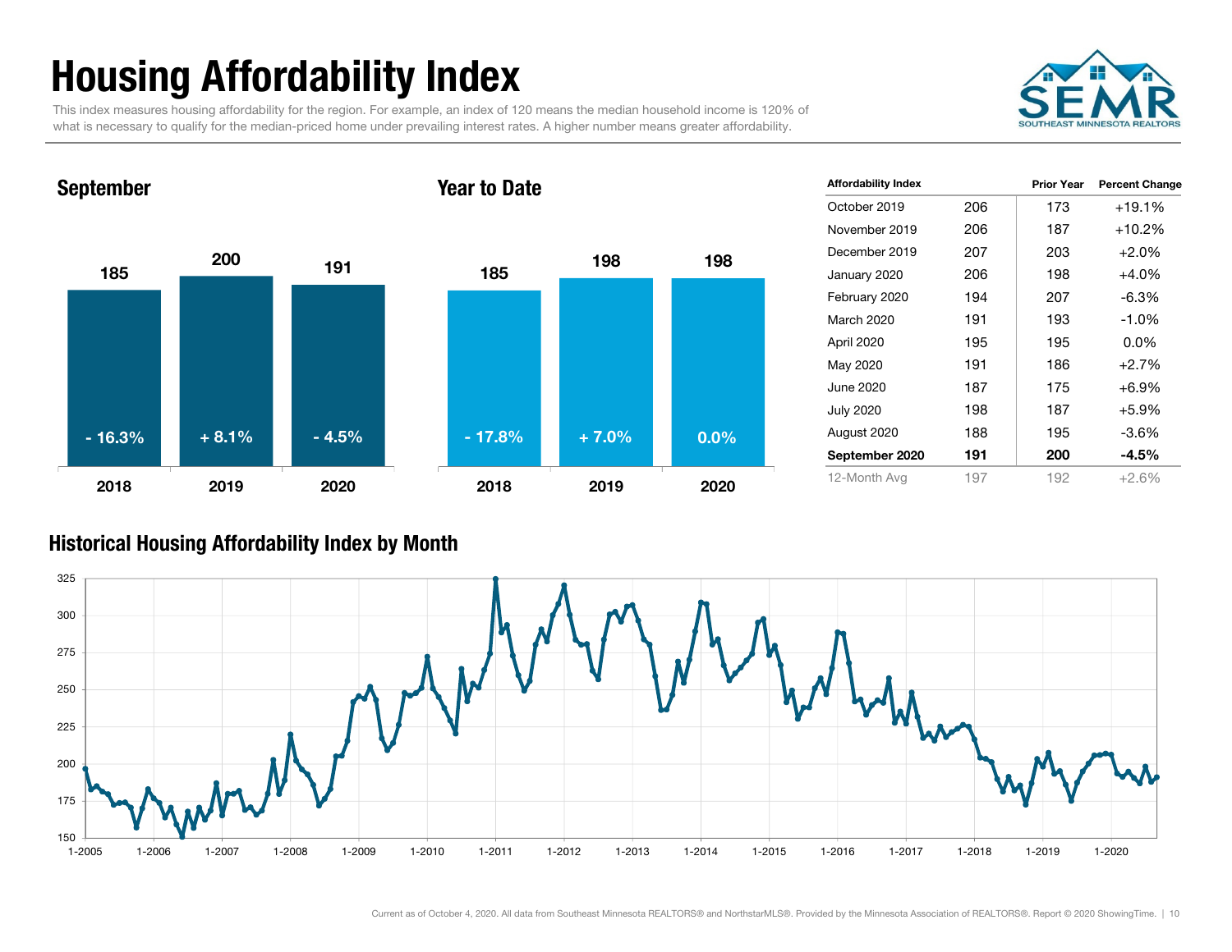# Housing Affordability Index

This index measures housing affordability for the region. For example, an index of 120 means the median household income is 120% of what is necessary to qualify for the median-priced home under prevailing interest rates. A higher number means greater affordability.

SEMR SOUTHEAST MINNESOTA REALTORS

## September

| | 2018 | 2019 | 2020 |
|---|---|---|---|
| Index | 185 | 200 | 191 |
| Change | - 16.3% | + 8.1% | - 4.5% |

## Year to Date

| | 2018 | 2019 | 2020 |
|---|---|---|---|
| Index | 185 | 198 | 198 |
| Change | - 17.8% | + 7.0% | 0.0% |

| Affordability Index | | Prior Year | Percent Change |
|---|---|---|---|
| October 2019 | 206 | 173 | +19.1% |
| November 2019 | 206 | 187 | +10.2% |
| December 2019 | 207 | 203 | +2.0% |
| January 2020 | 206 | 198 | +4.0% |
| February 2020 | 194 | 207 | -6.3% |
| March 2020 | 191 | 193 | -1.0% |
| April 2020 | 195 | 195 | 0.0% |
| May 2020 | 191 | 186 | +2.7% |
| June 2020 | 187 | 175 | +6.9% |
| July 2020 | 198 | 187 | +5.9% |
| August 2020 | 188 | 195 | -3.6% |
| **September 2020** | **191** | **200** | **-4.5%** |
| 12-Month Avg | 197 | 192 | +2.6% |

## Historical Housing Affordability Index by Month

Current as of October 4, 2020. All data from Southeast Minnesota REALTORS® and NorthstarMLS®. Provided by the Minnesota Association of REALTORS®. Report © 2020 ShowingTime.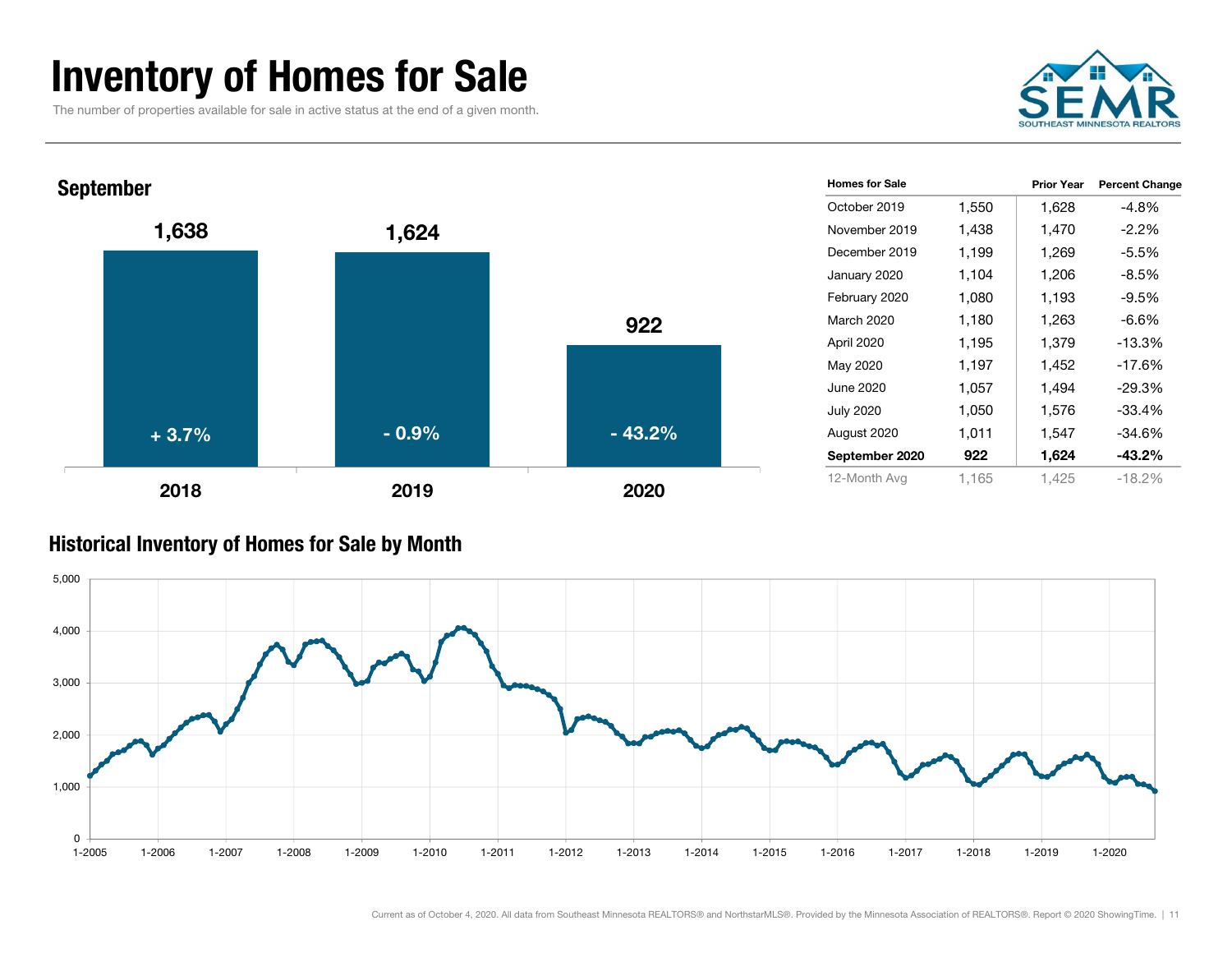# Inventory of Homes for Sale

The number of properties available for sale in active status at the end of a given month.

SEMR
SOUTHEAST MINNESOTA REALTORS

## September

| Year | Homes for Sale | Change |
|---|---|---|
| 2018 | 1,638 | + 3.7% |
| 2019 | 1,624 | - 0.9% |
| 2020 | 922 | - 43.2% |

| Homes for Sale | | Prior Year | Percent Change |
|---|---|---|---|
| October 2019 | 1,550 | 1,628 | -4.8% |
| November 2019 | 1,438 | 1,470 | -2.2% |
| December 2019 | 1,199 | 1,269 | -5.5% |
| January 2020 | 1,104 | 1,206 | -8.5% |
| February 2020 | 1,080 | 1,193 | -9.5% |
| March 2020 | 1,180 | 1,263 | -6.6% |
| April 2020 | 1,195 | 1,379 | -13.3% |
| May 2020 | 1,197 | 1,452 | -17.6% |
| June 2020 | 1,057 | 1,494 | -29.3% |
| July 2020 | 1,050 | 1,576 | -33.4% |
| August 2020 | 1,011 | 1,547 | -34.6% |
| **September 2020** | **922** | **1,624** | **-43.2%** |
| 12-Month Avg | 1,165 | 1,425 | -18.2% |

## Historical Inventory of Homes for Sale by Month

Current as of October 4, 2020. All data from Southeast Minnesota REALTORS® and NorthstarMLS®. Provided by the Minnesota Association of REALTORS®. Report © 2020 ShowingTime.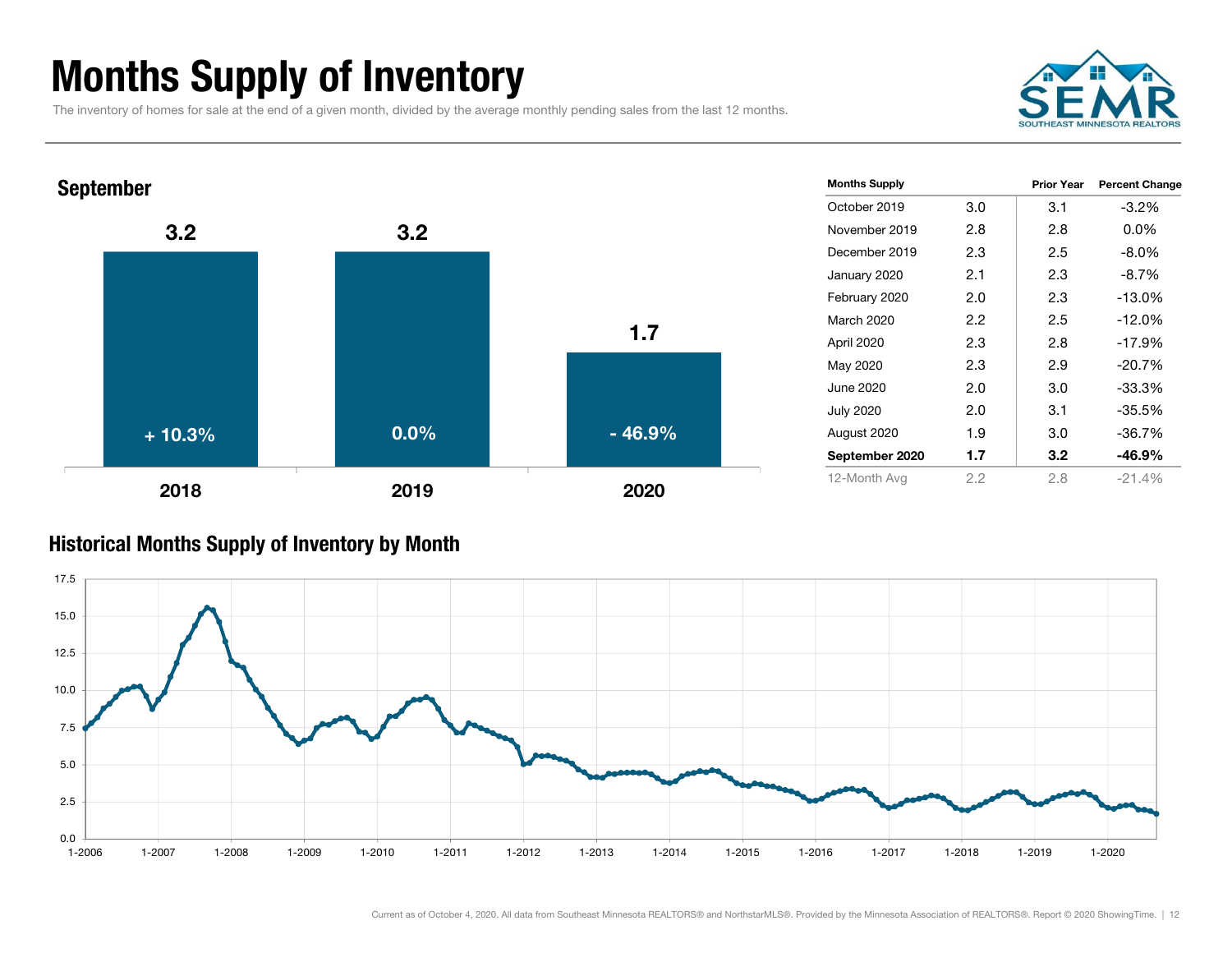# Months Supply of Inventory

The inventory of homes for sale at the end of a given month, divided by the average monthly pending sales from the last 12 months.

## September

| Year | Months Supply | Change |
|---|---|---|
| 2018 | 3.2 | + 10.3% |
| 2019 | 3.2 | 0.0% |
| 2020 | 1.7 | - 46.9% |

| Months Supply | | Prior Year | Percent Change |
|---|---|---|---|
| October 2019 | 3.0 | 3.1 | -3.2% |
| November 2019 | 2.8 | 2.8 | 0.0% |
| December 2019 | 2.3 | 2.5 | -8.0% |
| January 2020 | 2.1 | 2.3 | -8.7% |
| February 2020 | 2.0 | 2.3 | -13.0% |
| March 2020 | 2.2 | 2.5 | -12.0% |
| April 2020 | 2.3 | 2.8 | -17.9% |
| May 2020 | 2.3 | 2.9 | -20.7% |
| June 2020 | 2.0 | 3.0 | -33.3% |
| July 2020 | 2.0 | 3.1 | -35.5% |
| August 2020 | 1.9 | 3.0 | -36.7% |
| **September 2020** | **1.7** | **3.2** | **-46.9%** |
| 12-Month Avg | 2.2 | 2.8 | -21.4% |

## Historical Months Supply of Inventory by Month

Current as of October 4, 2020. All data from Southeast Minnesota REALTORS® and NorthstarMLS®. Provided by the Minnesota Association of REALTORS®. Report © 2020 ShowingTime.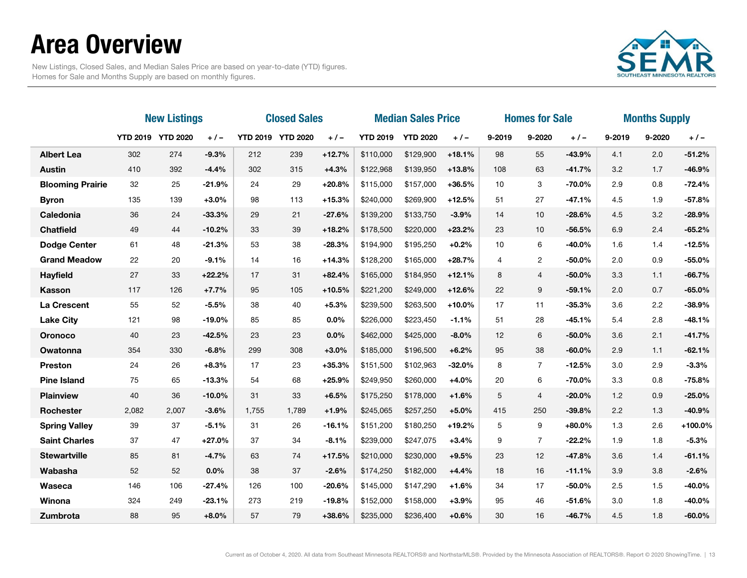# Area Overview

New Listings, Closed Sales, and Median Sales Price are based on year-to-date (YTD) figures.
Homes for Sale and Months Supply are based on monthly figures.

| | New Listings | | | Closed Sales | | | Median Sales Price | | | Homes for Sale | | | Months Supply | | |
|---|---|---|---|---|---|---|---|---|---|---|---|---|---|---|---|
| | YTD 2019 | YTD 2020 | + / – | YTD 2019 | YTD 2020 | + / – | YTD 2019 | YTD 2020 | + / – | 9-2019 | 9-2020 | + / – | 9-2019 | 9-2020 | + / – |
| **Albert Lea** | 302 | 274 | -9.3% | 212 | 239 | +12.7% | $110,000 | $129,900 | +18.1% | 98 | 55 | -43.9% | 4.1 | 2.0 | -51.2% |
| **Austin** | 410 | 392 | -4.4% | 302 | 315 | +4.3% | $122,968 | $139,950 | +13.8% | 108 | 63 | -41.7% | 3.2 | 1.7 | -46.9% |
| **Blooming Prairie** | 32 | 25 | -21.9% | 24 | 29 | +20.8% | $115,000 | $157,000 | +36.5% | 10 | 3 | -70.0% | 2.9 | 0.8 | -72.4% |
| **Byron** | 135 | 139 | +3.0% | 98 | 113 | +15.3% | $240,000 | $269,900 | +12.5% | 51 | 27 | -47.1% | 4.5 | 1.9 | -57.8% |
| **Caledonia** | 36 | 24 | -33.3% | 29 | 21 | -27.6% | $139,200 | $133,750 | -3.9% | 14 | 10 | -28.6% | 4.5 | 3.2 | -28.9% |
| **Chatfield** | 49 | 44 | -10.2% | 33 | 39 | +18.2% | $178,500 | $220,000 | +23.2% | 23 | 10 | -56.5% | 6.9 | 2.4 | -65.2% |
| **Dodge Center** | 61 | 48 | -21.3% | 53 | 38 | -28.3% | $194,900 | $195,250 | +0.2% | 10 | 6 | -40.0% | 1.6 | 1.4 | -12.5% |
| **Grand Meadow** | 22 | 20 | -9.1% | 14 | 16 | +14.3% | $128,200 | $165,000 | +28.7% | 4 | 2 | -50.0% | 2.0 | 0.9 | -55.0% |
| **Hayfield** | 27 | 33 | +22.2% | 17 | 31 | +82.4% | $165,000 | $184,950 | +12.1% | 8 | 4 | -50.0% | 3.3 | 1.1 | -66.7% |
| **Kasson** | 117 | 126 | +7.7% | 95 | 105 | +10.5% | $221,200 | $249,000 | +12.6% | 22 | 9 | -59.1% | 2.0 | 0.7 | -65.0% |
| **La Crescent** | 55 | 52 | -5.5% | 38 | 40 | +5.3% | $239,500 | $263,500 | +10.0% | 17 | 11 | -35.3% | 3.6 | 2.2 | -38.9% |
| **Lake City** | 121 | 98 | -19.0% | 85 | 85 | 0.0% | $226,000 | $223,450 | -1.1% | 51 | 28 | -45.1% | 5.4 | 2.8 | -48.1% |
| **Oronoco** | 40 | 23 | -42.5% | 23 | 23 | 0.0% | $462,000 | $425,000 | -8.0% | 12 | 6 | -50.0% | 3.6 | 2.1 | -41.7% |
| **Owatonna** | 354 | 330 | -6.8% | 299 | 308 | +3.0% | $185,000 | $196,500 | +6.2% | 95 | 38 | -60.0% | 2.9 | 1.1 | -62.1% |
| **Preston** | 24 | 26 | +8.3% | 17 | 23 | +35.3% | $151,500 | $102,963 | -32.0% | 8 | 7 | -12.5% | 3.0 | 2.9 | -3.3% |
| **Pine Island** | 75 | 65 | -13.3% | 54 | 68 | +25.9% | $249,950 | $260,000 | +4.0% | 20 | 6 | -70.0% | 3.3 | 0.8 | -75.8% |
| **Plainview** | 40 | 36 | -10.0% | 31 | 33 | +6.5% | $175,250 | $178,000 | +1.6% | 5 | 4 | -20.0% | 1.2 | 0.9 | -25.0% |
| **Rochester** | 2,082 | 2,007 | -3.6% | 1,755 | 1,789 | +1.9% | $245,065 | $257,250 | +5.0% | 415 | 250 | -39.8% | 2.2 | 1.3 | -40.9% |
| **Spring Valley** | 39 | 37 | -5.1% | 31 | 26 | -16.1% | $151,200 | $180,250 | +19.2% | 5 | 9 | +80.0% | 1.3 | 2.6 | +100.0% |
| **Saint Charles** | 37 | 47 | +27.0% | 37 | 34 | -8.1% | $239,000 | $247,075 | +3.4% | 9 | 7 | -22.2% | 1.9 | 1.8 | -5.3% |
| **Stewartville** | 85 | 81 | -4.7% | 63 | 74 | +17.5% | $210,000 | $230,000 | +9.5% | 23 | 12 | -47.8% | 3.6 | 1.4 | -61.1% |
| **Wabasha** | 52 | 52 | 0.0% | 38 | 37 | -2.6% | $174,250 | $182,000 | +4.4% | 18 | 16 | -11.1% | 3.9 | 3.8 | -2.6% |
| **Waseca** | 146 | 106 | -27.4% | 126 | 100 | -20.6% | $145,000 | $147,290 | +1.6% | 34 | 17 | -50.0% | 2.5 | 1.5 | -40.0% |
| **Winona** | 324 | 249 | -23.1% | 273 | 219 | -19.8% | $152,000 | $158,000 | +3.9% | 95 | 46 | -51.6% | 3.0 | 1.8 | -40.0% |
| **Zumbrota** | 88 | 95 | +8.0% | 57 | 79 | +38.6% | $235,000 | $236,400 | +0.6% | 30 | 16 | -46.7% | 4.5 | 1.8 | -60.0% |

Current as of October 4, 2020. All data from Southeast Minnesota REALTORS® and NorthstarMLS®. Provided by the Minnesota Association of REALTORS®. Report © 2020 ShowingTime.